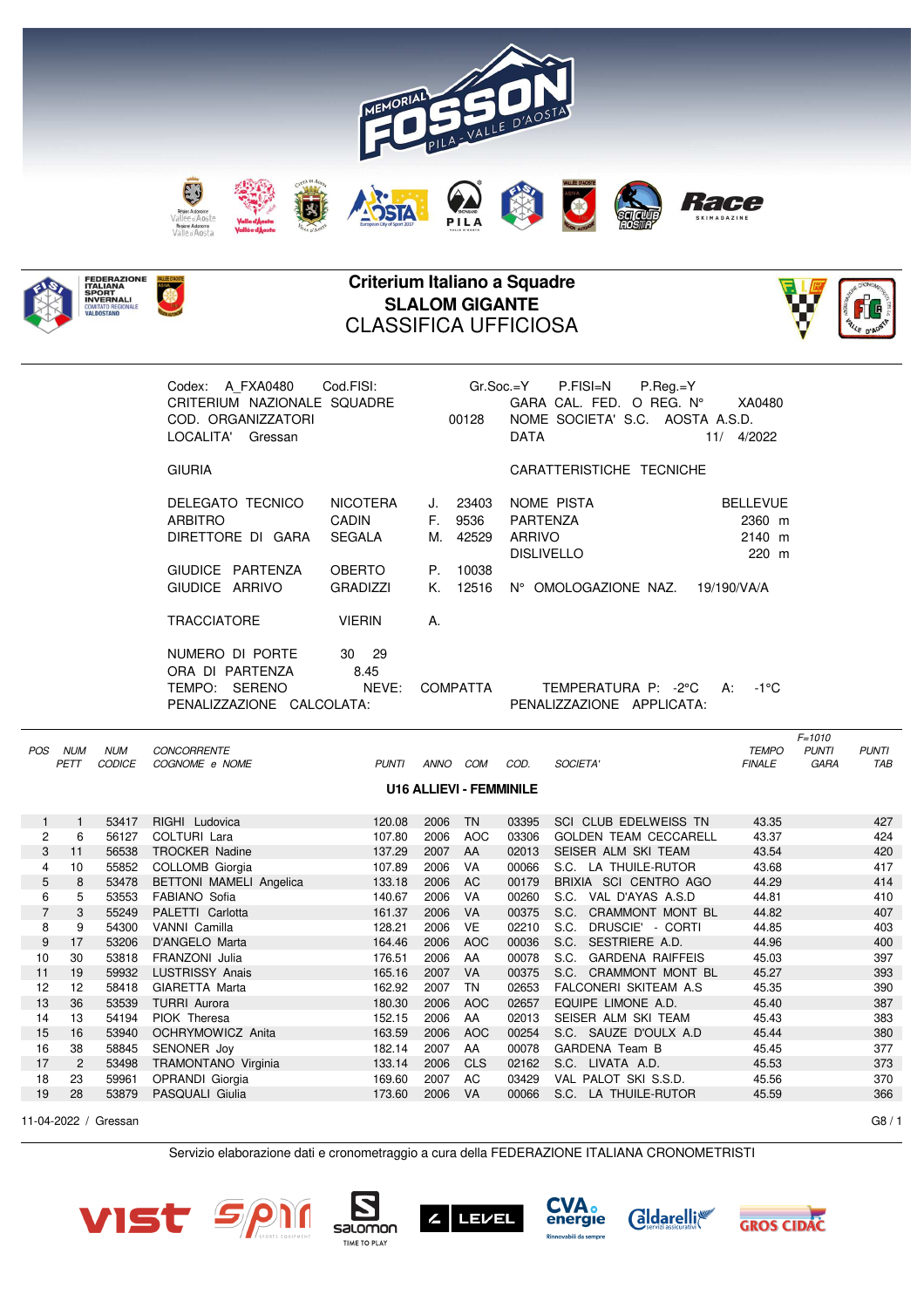# Criterium Italiano a Squadre

## SLALOM GIGANTE

## CLASSIFICA UFFICIOSA

Codex: A_FXA0480 Cod.FISI: Gr.Soc.=Y P.FISI=N P.Reg.=Y
CRITERIUM NAZIONALE SQUADRE GARA CAL. FED. O REG. N° XA0480
COD. ORGANIZZATORI 00128 NOME SOCIETA' S.C. AOSTA A.S.D.
LOCALITA' Gressan DATA 11/ 4/2022

GIURIA

| | | | |
|---|---|---|---|
| DELEGATO TECNICO | NICOTERA | J. | 23403 |
| ARBITRO | CADIN | F. | 9536 |
| DIRETTORE DI GARA | SEGALA | M. | 42529 |
| GIUDICE PARTENZA | OBERTO | P. | 10038 |
| GIUDICE ARRIVO | GRADIZZI | K. | 12516 |
| TRACCIATORE | VIERIN | A. | |

CARATTERISTICHE TECNICHE

| | |
|---|---|
| NOME PISTA | BELLEVUE |
| PARTENZA | 2360 m |
| ARRIVO | 2140 m |
| DISLIVELLO | 220 m |
| N° OMOLOGAZIONE NAZ. | 19/190/VA/A |

NUMERO DI PORTE 30 29
ORA DI PARTENZA 8.45
TEMPO: SERENO NEVE: COMPATTA TEMPERATURA P: -2°C A: -1°C
PENALIZZAZIONE CALCOLATA: PENALIZZAZIONE APPLICATA:

**U16 ALLIEVI - FEMMINILE**

| POS | NUM PETT | NUM CODICE | CONCORRENTE COGNOME e NOME | PUNTI | ANNO | COM | COD. | SOCIETA' | TEMPO FINALE | F=1010 PUNTI GARA | PUNTI TAB |
|---|---|---|---|---|---|---|---|---|---|---|---|
| 1 | 1 | 53417 | RIGHI Ludovica | 120.08 | 2006 | TN | 03395 | SCI CLUB EDELWEISS TN | 43.35 | | 427 |
| 2 | 6 | 56127 | COLTURI Lara | 107.80 | 2006 | AOC | 03306 | GOLDEN TEAM CECCARELL | 43.37 | | 424 |
| 3 | 11 | 56538 | TROCKER Nadine | 137.29 | 2007 | AA | 02013 | SEISER ALM SKI TEAM | 43.54 | | 420 |
| 4 | 10 | 55852 | COLLOMB Giorgia | 107.89 | 2006 | VA | 00066 | S.C. LA THUILE-RUTOR | 43.68 | | 417 |
| 5 | 8 | 53478 | BETTONI MAMELI Angelica | 133.18 | 2006 | AC | 00179 | BRIXIA SCI CENTRO AGO | 44.29 | | 414 |
| 6 | 5 | 53553 | FABIANO Sofia | 140.67 | 2006 | VA | 00260 | S.C. VAL D'AYAS A.S.D | 44.81 | | 410 |
| 7 | 3 | 55249 | PALETTI Carlotta | 161.37 | 2006 | VA | 00375 | S.C. CRAMMONT MONT BL | 44.82 | | 407 |
| 8 | 9 | 54300 | VANNI Camilla | 128.21 | 2006 | VE | 02210 | S.C. DRUSCIE' - CORTI | 44.85 | | 403 |
| 9 | 17 | 53206 | D'ANGELO Marta | 164.46 | 2006 | AOC | 00036 | S.C. SESTRIERE A.D. | 44.96 | | 400 |
| 10 | 30 | 53818 | FRANZONI Julia | 176.51 | 2006 | AA | 00078 | S.C. GARDENA RAIFFEIS | 45.03 | | 397 |
| 11 | 19 | 59932 | LUSTRISSY Anais | 165.16 | 2007 | VA | 00375 | S.C. CRAMMONT MONT BL | 45.27 | | 393 |
| 12 | 12 | 58418 | GIARETTA Marta | 162.92 | 2007 | TN | 02653 | FALCONERI SKITEAM A.S | 45.35 | | 390 |
| 13 | 36 | 53539 | TURRI Aurora | 180.30 | 2006 | AOC | 02657 | EQUIPE LIMONE A.D. | 45.40 | | 387 |
| 14 | 13 | 54194 | PIOK Theresa | 152.15 | 2006 | AA | 02013 | SEISER ALM SKI TEAM | 45.43 | | 383 |
| 15 | 16 | 53940 | OCHRYMOWICZ Anita | 163.59 | 2006 | AOC | 00254 | S.C. SAUZE D'OULX A.D | 45.44 | | 380 |
| 16 | 38 | 58845 | SENONER Joy | 182.14 | 2007 | AA | 00078 | GARDENA Team B | 45.45 | | 377 |
| 17 | 2 | 53498 | TRAMONTANO Virginia | 133.14 | 2006 | CLS | 02162 | S.C. LIVATA A.D. | 45.53 | | 373 |
| 18 | 23 | 59961 | OPRANDI Giorgia | 169.60 | 2007 | AC | 03429 | VAL PALOT SKI S.S.D. | 45.56 | | 370 |
| 19 | 28 | 53879 | PASQUALI Giulia | 173.60 | 2006 | VA | 00066 | S.C. LA THUILE-RUTOR | 45.59 | | 366 |

11-04-2022 / Gressan

Servizio elaborazione dati e cronometraggio a cura della FEDERAZIONE ITALIANA CRONOMETRISTI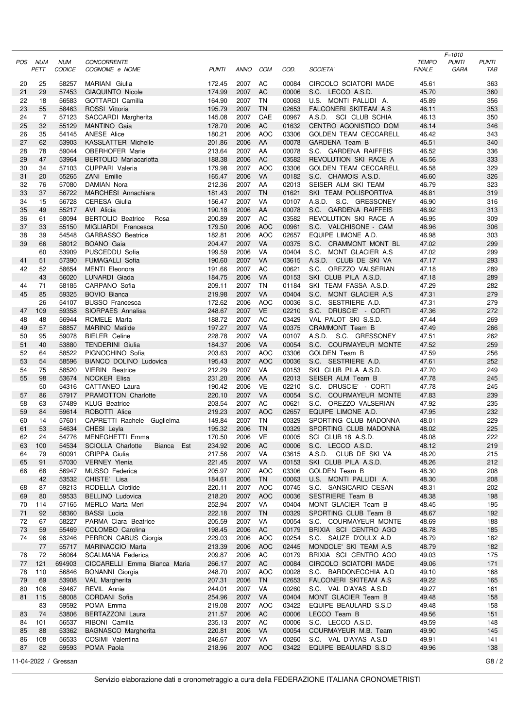| POS | NUM PETT | NUM CODICE | CONCORRENTE COGNOME e NOME | PUNTI | ANNO | COM | COD. | SOCIETA' | TEMPO FINALE | F=1010 PUNTI GARA | PUNTI TAB |
|---|---|---|---|---|---|---|---|---|---|---|---|
| 20 | 25 | 58257 | MARIANI Giulia | 172.45 | 2007 | AC | 00084 | CIRCOLO SCIATORI MADE | 45.61 | | 363 |
| 21 | 29 | 57453 | GIAQUINTO Nicole | 174.99 | 2007 | AC | 00006 | S.C. LECCO A.S.D. | 45.70 | | 360 |
| 22 | 18 | 56583 | GOTTARDI Camilla | 164.90 | 2007 | TN | 00063 | U.S. MONTI PALLIDI A. | 45.89 | | 356 |
| 23 | 55 | 58463 | ROSSI Vittoria | 195.79 | 2007 | TN | 02653 | FALCONERI SKITEAM A.S | 46.11 | | 353 |
| 24 | 7 | 57123 | SACCARDI Margherita | 145.08 | 2007 | CAE | 00967 | A.S.D. SCI CLUB SCHIA | 46.13 | | 350 |
| 25 | 32 | 55129 | MANTINO Gaia | 178.70 | 2006 | AC | 01632 | CENTRO AGONISTICO DOM | 46.14 | | 346 |
| 26 | 35 | 54145 | ANESE Alice | 180.21 | 2006 | AOC | 03306 | GOLDEN TEAM CECCARELL | 46.42 | | 343 |
| 27 | 62 | 53903 | KASSLATTER Michelle | 201.86 | 2006 | AA | 00078 | GARDENA Team B | 46.51 | | 340 |
| 28 | 78 | 59044 | OBERHOFER Marie | 213.64 | 2007 | AA | 00078 | S.C. GARDENA RAIFFEIS | 46.52 | | 336 |
| 29 | 47 | 53964 | BERTOLIO Mariacarlotta | 188.38 | 2006 | AC | 03582 | REVOLUTION SKI RACE A | 46.56 | | 333 |
| 30 | 34 | 57103 | CUPPARI Valeria | 179.98 | 2007 | AOC | 03306 | GOLDEN TEAM CECCARELL | 46.58 | | 329 |
| 31 | 20 | 55265 | ZANI Emilie | 165.47 | 2006 | VA | 00182 | S.C. CHAMOIS A.S.D. | 46.60 | | 326 |
| 32 | 76 | 57080 | DAMIAN Nora | 212.36 | 2007 | AA | 02013 | SEISER ALM SKI TEAM | 46.79 | | 323 |
| 33 | 37 | 56722 | MARCHESI Annachiara | 181.43 | 2007 | TN | 01621 | SKI TEAM POLISPORTIVA | 46.81 | | 319 |
| 34 | 15 | 56728 | CERESA Giulia | 156.47 | 2007 | VA | 00107 | A.S.D. S.C. GRESSONEY | 46.90 | | 316 |
| 35 | 49 | 55217 | AVI Alicia | 190.18 | 2006 | AA | 00078 | S.C. GARDENA RAIFFEIS | 46.92 | | 313 |
| 36 | 61 | 58094 | BERTOLIO Beatrice Rosa | 200.89 | 2007 | AC | 03582 | REVOLUTION SKI RACE A | 46.95 | | 309 |
| 37 | 33 | 55150 | MIGLIARDI Francesca | 179.50 | 2006 | AOC | 00961 | S.C. VALCHISONE - CAM | 46.96 | | 306 |
| 38 | 39 | 54548 | GARBASSO Beatrice | 182.81 | 2006 | AOC | 02657 | EQUIPE LIMONE A.D. | 46.98 | | 303 |
| 39 | 66 | 58012 | BOANO Gaia | 204.47 | 2007 | VA | 00375 | S.C. CRAMMONT MONT BL | 47.02 | | 299 |
| | 60 | 53909 | PUSCEDDU Sofia | 199.59 | 2006 | VA | 00404 | S.C. MONT GLACIER A.S | 47.02 | | 299 |
| 41 | 51 | 57390 | FUMAGALLI Sofia | 190.60 | 2007 | VA | 03615 | A.S.D. CLUB DE SKI VA | 47.17 | | 293 |
| 42 | 52 | 58654 | MENTI Eleonora | 191.66 | 2007 | AC | 00621 | S.C. OREZZO VALSERIAN | 47.18 | | 289 |
| | 43 | 56020 | LUNARDI Giada | 184.75 | 2006 | VA | 00153 | SKI CLUB PILA A.S.D. | 47.18 | | 289 |
| 44 | 71 | 58185 | CARPANO Sofia | 209.11 | 2007 | TN | 01184 | SKI TEAM FASSA A.S.D. | 47.29 | | 282 |
| 45 | 85 | 59325 | BOVIO Bianca | 219.98 | 2007 | VA | 00404 | S.C. MONT GLACIER A.S | 47.31 | | 279 |
| | 26 | 54107 | BUSSO Francesca | 172.62 | 2006 | AOC | 00036 | S.C. SESTRIERE A.D. | 47.31 | | 279 |
| 47 | 109 | 59358 | SIORPAES Annalisa | 248.67 | 2007 | VE | 02210 | S.C. DRUSCIE' - CORTI | 47.36 | | 272 |
| 48 | 48 | 56944 | ROMELE Marta | 188.72 | 2007 | AC | 03429 | VAL PALOT SKI S.S.D. | 47.44 | | 269 |
| 49 | 57 | 58857 | MARINO Matilde | 197.27 | 2007 | VA | 00375 | CRAMMONT Team B | 47.49 | | 266 |
| 50 | 95 | 59078 | BIELER Celine | 228.78 | 2007 | VA | 00107 | A.S.D. S.C. GRESSONEY | 47.51 | | 262 |
| 51 | 40 | 53880 | TENDERINI Giulia | 184.37 | 2006 | VA | 00054 | S.C. COURMAYEUR MONTE | 47.52 | | 259 |
| 52 | 64 | 58522 | PIGNOCHINO Sofia | 203.63 | 2007 | AOC | 03306 | GOLDEN Team B | 47.59 | | 256 |
| 53 | 54 | 58596 | BIANCO DOLINO Ludovica | 195.43 | 2007 | AOC | 00036 | S.C. SESTRIERE A.D. | 47.61 | | 252 |
| 54 | 75 | 58520 | VIERIN Beatrice | 212.29 | 2007 | VA | 00153 | SKI CLUB PILA A.S.D. | 47.70 | | 249 |
| 55 | 98 | 53674 | NOCKER Elisa | 231.20 | 2006 | AA | 02013 | SEISER ALM Team B | 47.78 | | 245 |
| | 50 | 54316 | CATTANEO Laura | 190.42 | 2006 | VE | 02210 | S.C. DRUSCIE' - CORTI | 47.78 | | 245 |
| 57 | 86 | 57917 | PRAMOTTON Charlotte | 220.10 | 2007 | VA | 00054 | S.C. COURMAYEUR MONTE | 47.83 | | 239 |
| 58 | 63 | 57489 | KLUG Beatrice | 203.54 | 2007 | AC | 00621 | S.C. OREZZO VALSERIAN | 47.92 | | 235 |
| 59 | 84 | 59614 | ROBOTTI Alice | 219.23 | 2007 | AOC | 02657 | EQUIPE LIMONE A.D. | 47.95 | | 232 |
| 60 | 14 | 57601 | CAPRETTI Rachele Guglielma | 149.84 | 2007 | TN | 00329 | SPORTING CLUB MADONNA | 48.01 | | 229 |
| 61 | 53 | 54634 | CHESI Leyla | 195.32 | 2006 | TN | 00329 | SPORTING CLUB MADONNA | 48.02 | | 225 |
| 62 | 24 | 54776 | MENEGHETTI Emma | 170.50 | 2006 | VE | 00005 | SCI CLUB 18 A.S.D. | 48.08 | | 222 |
| 63 | 100 | 54534 | SCIOLLA Charlotte Bianca Est | 234.92 | 2006 | AC | 00006 | S.C. LECCO A.S.D. | 48.12 | | 219 |
| 64 | 79 | 60091 | CRIPPA Giulia | 217.56 | 2007 | VA | 03615 | A.S.D. CLUB DE SKI VA | 48.20 | | 215 |
| 65 | 91 | 57030 | VERNEY Ylenia | 221.45 | 2007 | VA | 00153 | SKI CLUB PILA A.S.D. | 48.26 | | 212 |
| 66 | 68 | 56947 | MUSSO Federica | 205.97 | 2007 | AOC | 03306 | GOLDEN Team B | 48.30 | | 208 |
| | 42 | 53532 | CHISTE' Lisa | 184.61 | 2006 | TN | 00063 | U.S. MONTI PALLIDI A. | 48.30 | | 208 |
| 68 | 87 | 59213 | RODELLA Clotilde | 220.11 | 2007 | AOC | 00745 | S.C. SANSICARIO CESAN | 48.31 | | 202 |
| 69 | 80 | 59533 | BELLINO Ludovica | 218.20 | 2007 | AOC | 00036 | SESTRIERE Team B | 48.38 | | 198 |
| 70 | 114 | 57165 | MERLO Marta Meri | 252.94 | 2007 | VA | 00404 | MONT GLACIER Team B | 48.45 | | 195 |
| 71 | 92 | 58360 | BASSI Lucia | 222.18 | 2007 | TN | 00329 | SPORTING CLUB Team B | 48.67 | | 192 |
| 72 | 67 | 58227 | PARMA Clara Beatrice | 205.59 | 2007 | VA | 00054 | S.C. COURMAYEUR MONTE | 48.69 | | 188 |
| 73 | 59 | 55469 | COLOMBO Carolina | 198.45 | 2006 | AC | 00179 | BRIXIA SCI CENTRO AGO | 48.78 | | 185 |
| 74 | 96 | 53246 | PERRON CABUS Giorgia | 229.03 | 2006 | AOC | 00254 | S.C. SAUZE D'OULX A.D | 48.79 | | 182 |
| | 77 | 55717 | MARINACCIO Marta | 213.39 | 2006 | AOC | 02445 | MONDOLE' SKI TEAM A.S | 48.79 | | 182 |
| 76 | 72 | 56064 | SCALMANA Federica | 209.87 | 2006 | AC | 00179 | BRIXIA SCI CENTRO AGO | 49.03 | | 175 |
| 77 | 121 | 694903 | CICCARELLI Emma Bianca Maria | 266.17 | 2007 | AC | 00084 | CIRCOLO SCIATORI MADE | 49.06 | | 171 |
| 78 | 110 | 56846 | BONANNI Giorgia | 248.70 | 2007 | AOC | 00028 | S.C. BARDONECCHIA A.D | 49.10 | | 168 |
| 79 | 69 | 53908 | VAL Margherita | 207.31 | 2006 | TN | 02653 | FALCONERI SKITEAM A.S | 49.22 | | 165 |
| 80 | 106 | 59467 | REVIL Annie | 244.01 | 2007 | VA | 00260 | S.C. VAL D'AYAS A.S.D | 49.27 | | 161 |
| 81 | 115 | 58008 | CORDANI Sofia | 254.96 | 2007 | VA | 00404 | MONT GLACIER Team B | 49.48 | | 158 |
| | 83 | 59592 | POMA Emma | 219.08 | 2007 | AOC | 03422 | EQUIPE BEAULARD S.S.D | 49.48 | | 158 |
| 83 | 74 | 53806 | BERTAZZONI Laura | 211.57 | 2006 | AC | 00006 | LECCO Team B | 49.56 | | 151 |
| 84 | 101 | 56537 | RIBONI Camilla | 235.13 | 2007 | AC | 00006 | S.C. LECCO A.S.D. | 49.59 | | 148 |
| 85 | 88 | 53362 | BAGNASCO Margherita | 220.81 | 2006 | VA | 00054 | COURMAYEUR M.B. Team | 49.90 | | 145 |
| 86 | 108 | 56533 | COSIMI Valentina | 246.67 | 2007 | VA | 00260 | S.C. VAL D'AYAS A.S.D | 49.91 | | 141 |
| 87 | 82 | 59593 | POMA Paola | 218.96 | 2007 | AOC | 03422 | EQUIPE BEAULARD S.S.D | 49.96 | | 138 |

11-04-2022 / Gressan

Servizio elaborazione dati e cronometraggio a cura della FEDERAZIONE ITALIANA CRONOMETRISTI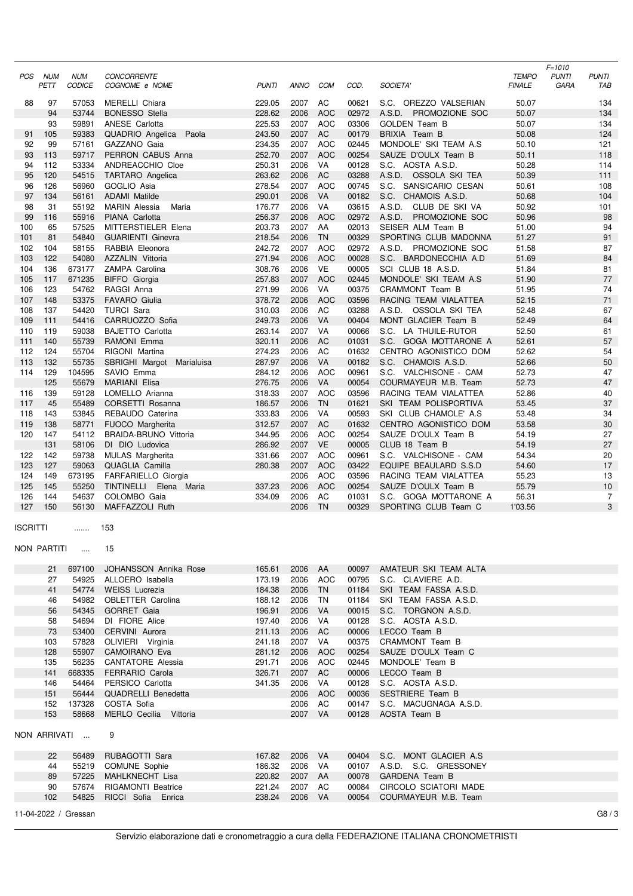| POS | NUM PETT | NUM CODICE | CONCORRENTE COGNOME e NOME | PUNTI | ANNO | COM | COD. | SOCIETA' | TEMPO FINALE | F=1010 PUNTI GARA | PUNTI TAB |
|---|---|---|---|---|---|---|---|---|---|---|---|
| 88 | 97 | 57053 | MERELLI Chiara | 229.05 | 2007 | AC | 00621 | S.C. OREZZO VALSERIAN | 50.07 | | 134 |
| | 94 | 53744 | BONESSO Stella | 228.62 | 2006 | AOC | 02972 | A.S.D. PROMOZIONE SOC | 50.07 | | 134 |
| | 93 | 59891 | ANESE Carlotta | 225.53 | 2007 | AOC | 03306 | GOLDEN Team B | 50.07 | | 134 |
| 91 | 105 | 59383 | QUADRIO Angelica Paola | 243.50 | 2007 | AC | 00179 | BRIXIA Team B | 50.08 | | 124 |
| 92 | 99 | 57161 | GAZZANO Gaia | 234.35 | 2007 | AOC | 02445 | MONDOLE' SKI TEAM A.S | 50.10 | | 121 |
| 93 | 113 | 59717 | PERRON CABUS Anna | 252.70 | 2007 | AOC | 00254 | SAUZE D'OULX Team B | 50.11 | | 118 |
| 94 | 112 | 53334 | ANDREACCHIO Cloe | 250.31 | 2006 | VA | 00128 | S.C. AOSTA A.S.D. | 50.28 | | 114 |
| 95 | 120 | 54515 | TARTARO Angelica | 263.62 | 2006 | AC | 03288 | A.S.D. OSSOLA SKI TEA | 50.39 | | 111 |
| 96 | 126 | 56960 | GOGLIO Asia | 278.54 | 2007 | AOC | 00745 | S.C. SANSICARIO CESAN | 50.61 | | 108 |
| 97 | 134 | 56161 | ADAMI Matilde | 290.01 | 2006 | VA | 00182 | S.C. CHAMOIS A.S.D. | 50.68 | | 104 |
| 98 | 31 | 55192 | MARIN Alessia Maria | 176.77 | 2006 | VA | 03615 | A.S.D. CLUB DE SKI VA | 50.92 | | 101 |
| 99 | 116 | 55916 | PIANA Carlotta | 256.37 | 2006 | AOC | 02972 | A.S.D. PROMOZIONE SOC | 50.96 | | 98 |
| 100 | 65 | 57525 | MITTERSTIELER Elena | 203.73 | 2007 | AA | 02013 | SEISER ALM Team B | 51.00 | | 94 |
| 101 | 81 | 54840 | GUARIENTI Ginevra | 218.54 | 2006 | TN | 00329 | SPORTING CLUB MADONNA | 51.27 | | 91 |
| 102 | 104 | 58155 | RABBIA Eleonora | 242.72 | 2007 | AOC | 02972 | A.S.D. PROMOZIONE SOC | 51.58 | | 87 |
| 103 | 122 | 54080 | AZZALIN Vittoria | 271.94 | 2006 | AOC | 00028 | S.C. BARDONECCHIA A.D | 51.69 | | 84 |
| 104 | 136 | 673177 | ZAMPA Carolina | 308.76 | 2006 | VE | 00005 | SCI CLUB 18 A.S.D. | 51.84 | | 81 |
| 105 | 117 | 671235 | BIFFO Giorgia | 257.83 | 2007 | AOC | 02445 | MONDOLE' SKI TEAM A.S | 51.90 | | 77 |
| 106 | 123 | 54762 | RAGGI Anna | 271.99 | 2006 | VA | 00375 | CRAMMONT Team B | 51.95 | | 74 |
| 107 | 148 | 53375 | FAVARO Giulia | 378.72 | 2006 | AOC | 03596 | RACING TEAM VIALATTEA | 52.15 | | 71 |
| 108 | 137 | 54420 | TURCI Sara | 310.03 | 2006 | AC | 03288 | A.S.D. OSSOLA SKI TEA | 52.48 | | 67 |
| 109 | 111 | 54416 | CARRUOZZO Sofia | 249.73 | 2006 | VA | 00404 | MONT GLACIER Team B | 52.49 | | 64 |
| 110 | 119 | 59038 | BAJETTO Carlotta | 263.14 | 2007 | VA | 00066 | S.C. LA THUILE-RUTOR | 52.50 | | 61 |
| 111 | 140 | 55739 | RAMONI Emma | 320.11 | 2006 | AC | 01031 | S.C. GOGA MOTTARONE A | 52.61 | | 57 |
| 112 | 124 | 55704 | RIGONI Martina | 274.23 | 2006 | AC | 01632 | CENTRO AGONISTICO DOM | 52.62 | | 54 |
| 113 | 132 | 55735 | SBRIGHI Margot Marialuisa | 287.97 | 2006 | VA | 00182 | S.C. CHAMOIS A.S.D. | 52.66 | | 50 |
| 114 | 129 | 104595 | SAVIO Emma | 284.12 | 2006 | AOC | 00961 | S.C. VALCHISONE - CAM | 52.73 | | 47 |
| | 125 | 55679 | MARIANI Elisa | 276.75 | 2006 | VA | 00054 | COURMAYEUR M.B. Team | 52.73 | | 47 |
| 116 | 139 | 59128 | LOMELLO Arianna | 318.33 | 2007 | AOC | 03596 | RACING TEAM VIALATTEA | 52.86 | | 40 |
| 117 | 45 | 55489 | CORSETTI Rosanna | 186.57 | 2006 | TN | 01621 | SKI TEAM POLISPORTIVA | 53.45 | | 37 |
| 118 | 143 | 53845 | REBAUDO Caterina | 333.83 | 2006 | VA | 00593 | SKI CLUB CHAMOLE' A.S | 53.48 | | 34 |
| 119 | 138 | 58771 | FUOCO Margherita | 312.57 | 2007 | AC | 01632 | CENTRO AGONISTICO DOM | 53.58 | | 30 |
| 120 | 147 | 54112 | BRAIDA-BRUNO Vittoria | 344.95 | 2006 | AOC | 00254 | SAUZE D'OULX Team B | 54.19 | | 27 |
| | 131 | 58106 | DI DIO Ludovica | 286.92 | 2007 | VE | 00005 | CLUB 18 Team B | 54.19 | | 27 |
| 122 | 142 | 59738 | MULAS Margherita | 331.66 | 2007 | AOC | 00961 | S.C. VALCHISONE - CAM | 54.34 | | 20 |
| 123 | 127 | 59063 | QUAGLIA Camilla | 280.38 | 2007 | AOC | 03422 | EQUIPE BEAULARD S.S.D | 54.60 | | 17 |
| 124 | 149 | 673195 | FARFARIELLO Giorgia | | 2006 | AOC | 03596 | RACING TEAM VIALATTEA | 55.23 | | 13 |
| 125 | 145 | 55250 | TINTINELLI Elena Maria | 337.23 | 2006 | AOC | 00254 | SAUZE D'OULX Team B | 55.79 | | 10 |
| 126 | 144 | 54637 | COLOMBO Gaia | 334.09 | 2006 | AC | 01031 | S.C. GOGA MOTTARONE A | 56.31 | | 7 |
| 127 | 150 | 56130 | MAFFAZZOLI Ruth | | 2006 | TN | 00329 | SPORTING CLUB Team C | 1'03.56 | | 3 |

ISCRITTI ....... 153

NON PARTITI .... 15

| NUM PETT | NUM CODICE | COGNOME e NOME | PUNTI | ANNO | COM | COD. | SOCIETA' |
|---|---|---|---|---|---|---|---|
| 21 | 697100 | JOHANSSON Annika Rose | 165.61 | 2006 | AA | 00097 | AMATEUR SKI TEAM ALTA |
| 27 | 54925 | ALLOERO Isabella | 173.19 | 2006 | AOC | 00795 | S.C. CLAVIERE A.D. |
| 41 | 54774 | WEISS Lucrezia | 184.38 | 2006 | TN | 01184 | SKI TEAM FASSA A.S.D. |
| 46 | 54982 | OBLETTER Carolina | 188.12 | 2006 | TN | 01184 | SKI TEAM FASSA A.S.D. |
| 56 | 54345 | GORRET Gaia | 196.91 | 2006 | VA | 00015 | S.C. TORGNON A.S.D. |
| 58 | 54694 | DI FIORE Alice | 197.40 | 2006 | VA | 00128 | S.C. AOSTA A.S.D. |
| 73 | 53400 | CERVINI Aurora | 211.13 | 2006 | AC | 00006 | LECCO Team B |
| 103 | 57828 | OLIVIERI Virginia | 241.18 | 2007 | VA | 00375 | CRAMMONT Team B |
| 128 | 55907 | CAMOIRANO Eva | 281.12 | 2006 | AOC | 00254 | SAUZE D'OULX Team C |
| 135 | 56235 | CANTATORE Alessia | 291.71 | 2006 | AOC | 02445 | MONDOLE' Team B |
| 141 | 668335 | FERRARIO Carola | 326.71 | 2007 | AC | 00006 | LECCO Team B |
| 146 | 54464 | PERSICO Carlotta | 341.35 | 2006 | VA | 00128 | S.C. AOSTA A.S.D. |
| 151 | 56444 | QUADRELLI Benedetta | | 2006 | AOC | 00036 | SESTRIERE Team B |
| 152 | 137328 | COSTA Sofia | | 2006 | AC | 00147 | S.C. MACUGNAGA A.S.D. |
| 153 | 58668 | MERLO Cecilia Vittoria | | 2007 | VA | 00128 | AOSTA Team B |

NON ARRIVATI ... 9

| NUM PETT | NUM CODICE | COGNOME e NOME | PUNTI | ANNO | COM | COD. | SOCIETA' |
|---|---|---|---|---|---|---|---|
| 22 | 56489 | RUBAGOTTI Sara | 167.82 | 2006 | VA | 00404 | S.C. MONT GLACIER A.S |
| 44 | 55219 | COMUNE Sophie | 186.32 | 2006 | VA | 00107 | A.S.D. S.C. GRESSONEY |
| 89 | 57225 | MAHLKNECHT Lisa | 220.82 | 2007 | AA | 00078 | GARDENA Team B |
| 90 | 57674 | RIGAMONTI Beatrice | 221.24 | 2007 | AC | 00084 | CIRCOLO SCIATORI MADE |
| 102 | 54825 | RICCI Sofia Enrica | 238.24 | 2006 | VA | 00054 | COURMAYEUR M.B. Team |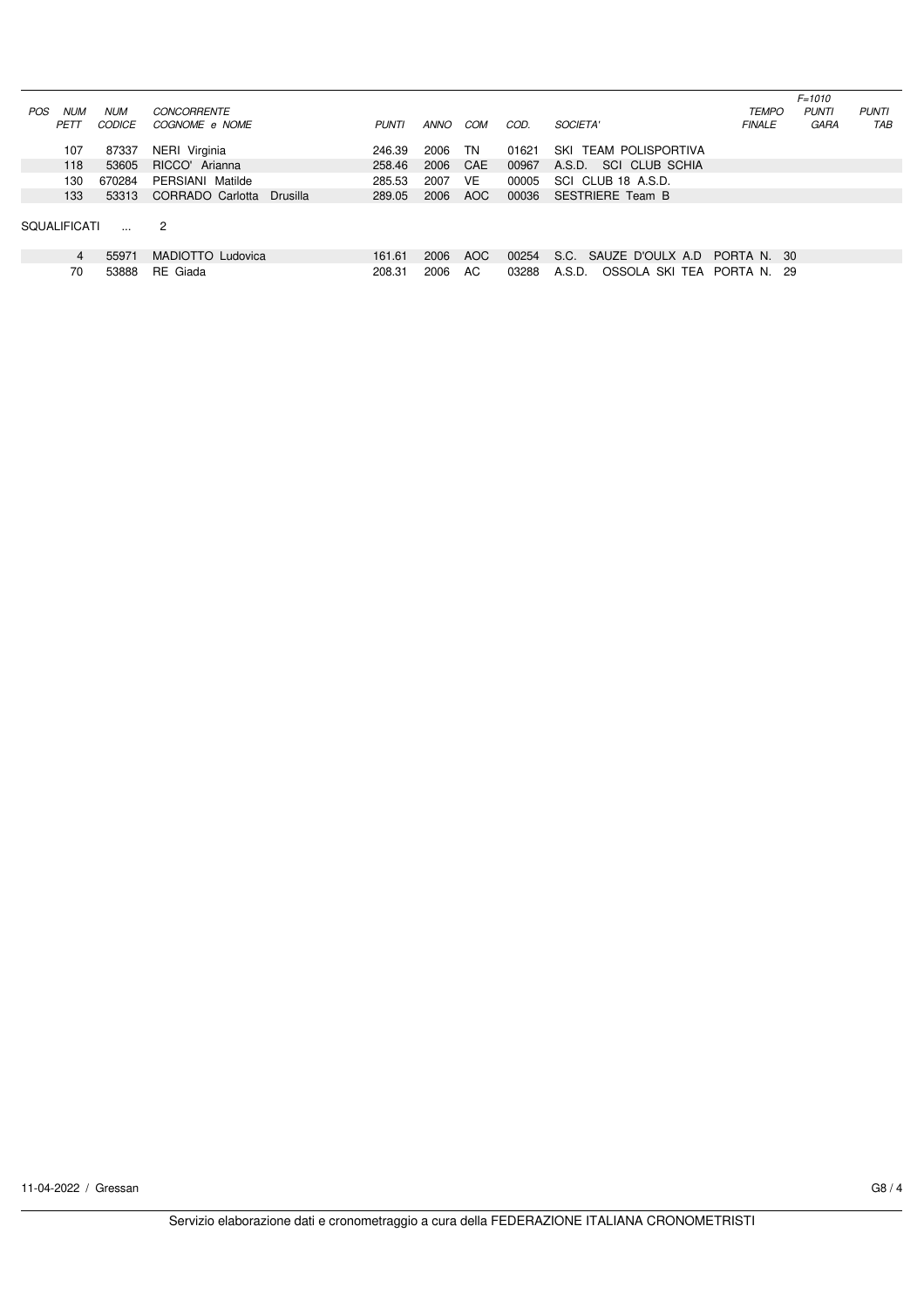| POS | NUM PETT | NUM CODICE | CONCORRENTE COGNOME e NOME | PUNTI | ANNO | COM | COD. | SOCIETA' | TEMPO FINALE | F=1010 PUNTI GARA | PUNTI TAB |
|---|---|---|---|---|---|---|---|---|---|---|---|
| | 107 | 87337 | NERI Virginia | 246.39 | 2006 | TN | 01621 | SKI TEAM POLISPORTIVA | | | |
| | 118 | 53605 | RICCO' Arianna | 258.46 | 2006 | CAE | 00967 | A.S.D. SCI CLUB SCHIA | | | |
| | 130 | 670284 | PERSIANI Matilde | 285.53 | 2007 | VE | 00005 | SCI CLUB 18 A.S.D. | | | |
| | 133 | 53313 | CORRADO Carlotta Drusilla | 289.05 | 2006 | AOC | 00036 | SESTRIERE Team B | | | |

SQUALIFICATI ... 2

| POS | NUM PETT | NUM CODICE | CONCORRENTE COGNOME e NOME | PUNTI | ANNO | COM | COD. | SOCIETA' | TEMPO FINALE | F=1010 PUNTI GARA | PUNTI TAB |
|---|---|---|---|---|---|---|---|---|---|---|---|
| | 4 | 55971 | MADIOTTO Ludovica | 161.61 | 2006 | AOC | 00254 | S.C. SAUZE D'OULX A.D | PORTA N. 30 | | |
| | 70 | 53888 | RE Giada | 208.31 | 2006 | AC | 03288 | A.S.D. OSSOLA SKI TEA | PORTA N. 29 | | |

11-04-2022 / Gressan

G8 / 4

Servizio elaborazione dati e cronometraggio a cura della FEDERAZIONE ITALIANA CRONOMETRISTI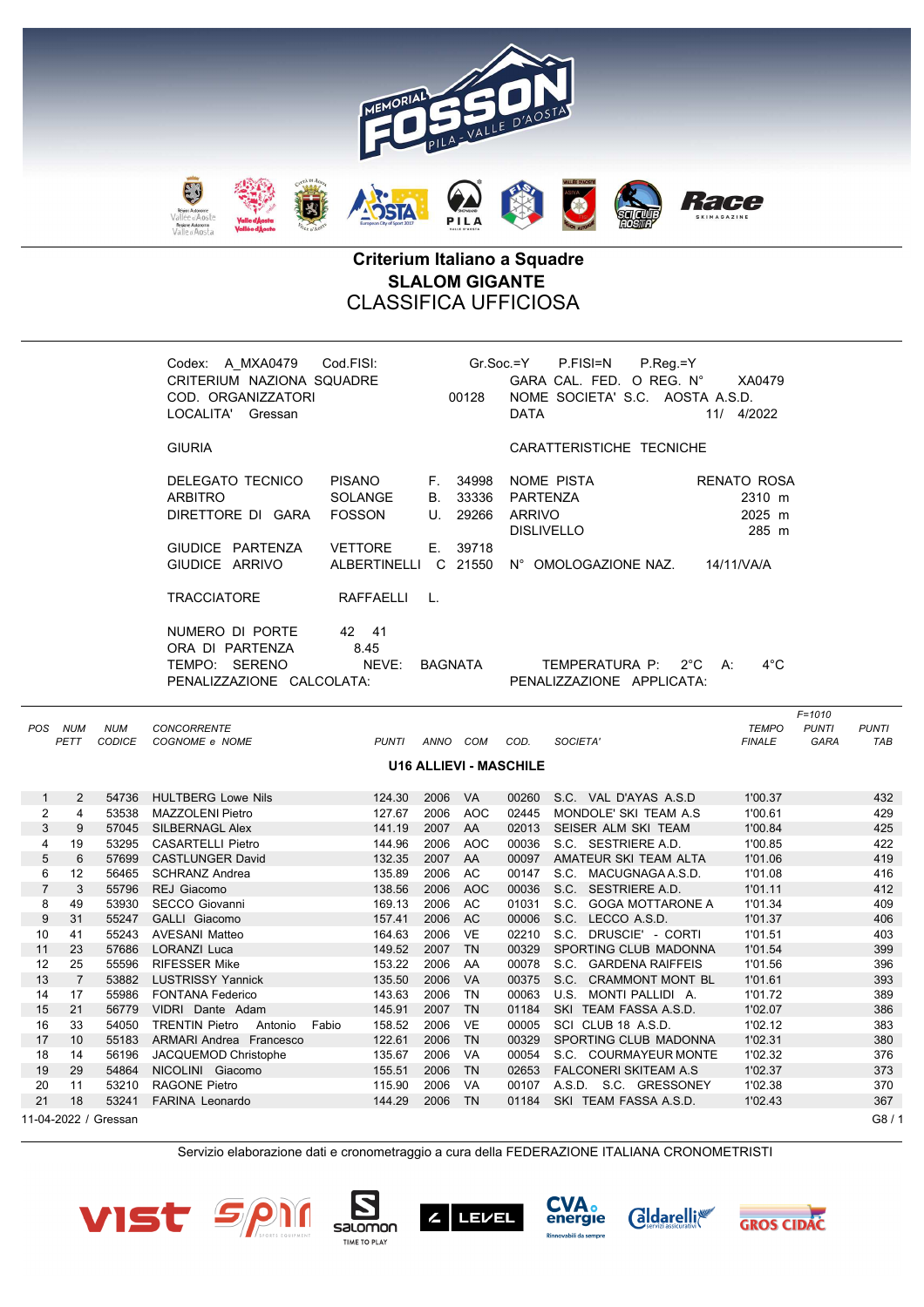# Criterium Italiano a Squadre

## SLALOM GIGANTE

## CLASSIFICA UFFICIOSA

Codex: A_MXA0479 Cod.FISI: Gr.Soc.=Y P.FISI=N P.Reg.=Y
CRITERIUM NAZIONA SQUADRE GARA CAL. FED. O REG. N° XA0479
COD. ORGANIZZATORI 00128 NOME SOCIETA' S.C. AOSTA A.S.D.
LOCALITA' Gressan DATA 11/ 4/2022

| GIURIA | | | | CARATTERISTICHE TECNICHE | |
|---|---|---|---|---|---|
| DELEGATO TECNICO | PISANO | F. | 34998 | NOME PISTA | RENATO ROSA |
| ARBITRO | SOLANGE | B. | 33336 | PARTENZA | 2310 m |
| DIRETTORE DI GARA | FOSSON | U. | 29266 | ARRIVO | 2025 m |
| | | | | DISLIVELLO | 285 m |
| GIUDICE PARTENZA | VETTORE | E. | 39718 | | |
| GIUDICE ARRIVO | ALBERTINELLI | C | 21550 | N° OMOLOGAZIONE NAZ. | 14/11/VA/A |
| TRACCIATORE | RAFFAELLI | L. | | | |

NUMERO DI PORTE 42 41
ORA DI PARTENZA 8.45
TEMPO: SERENO NEVE: BAGNATA TEMPERATURA P: 2°C A: 4°C
PENALIZZAZIONE CALCOLATA: PENALIZZAZIONE APPLICATA:

F=1010

| POS | NUM PETT | NUM CODICE | CONCORRENTE COGNOME e NOME | PUNTI | ANNO | COM | COD. | SOCIETA' | TEMPO FINALE | PUNTI GARA | PUNTI TAB |
|---|---|---|---|---|---|---|---|---|---|---|---|
| | | | **U16 ALLIEVI - MASCHILE** | | | | | | | | |
| 1 | 2 | 54736 | HULTBERG Lowe Nils | 124.30 | 2006 | VA | 00260 | S.C. VAL D'AYAS A.S.D | 1'00.37 | | 432 |
| 2 | 4 | 53538 | MAZZOLENI Pietro | 127.67 | 2006 | AOC | 02445 | MONDOLE' SKI TEAM A.S | 1'00.61 | | 429 |
| 3 | 9 | 57045 | SILBERNAGL Alex | 141.19 | 2007 | AA | 02013 | SEISER ALM SKI TEAM | 1'00.84 | | 425 |
| 4 | 19 | 53295 | CASARTELLI Pietro | 144.96 | 2006 | AOC | 00036 | S.C. SESTRIERE A.D. | 1'00.85 | | 422 |
| 5 | 6 | 57699 | CASTLUNGER David | 132.35 | 2007 | AA | 00097 | AMATEUR SKI TEAM ALTA | 1'01.06 | | 419 |
| 6 | 12 | 56465 | SCHRANZ Andrea | 135.89 | 2006 | AC | 00147 | S.C. MACUGNAGA A.S.D. | 1'01.08 | | 416 |
| 7 | 3 | 55796 | REJ Giacomo | 138.56 | 2006 | AOC | 00036 | S.C. SESTRIERE A.D. | 1'01.11 | | 412 |
| 8 | 49 | 53930 | SECCO Giovanni | 169.13 | 2006 | AC | 01031 | S.C. GOGA MOTTARONE A | 1'01.34 | | 409 |
| 9 | 31 | 55247 | GALLI Giacomo | 157.41 | 2006 | AC | 00006 | S.C. LECCO A.S.D. | 1'01.37 | | 406 |
| 10 | 41 | 55243 | AVESANI Matteo | 164.63 | 2006 | VE | 02210 | S.C. DRUSCIE' - CORTI | 1'01.51 | | 403 |
| 11 | 23 | 57686 | LORANZI Luca | 149.52 | 2007 | TN | 00329 | SPORTING CLUB MADONNA | 1'01.54 | | 399 |
| 12 | 25 | 55596 | RIFESSER Mike | 153.22 | 2006 | AA | 00078 | S.C. GARDENA RAIFFEIS | 1'01.56 | | 396 |
| 13 | 7 | 53882 | LUSTRISSY Yannick | 135.50 | 2006 | VA | 00375 | S.C. CRAMMONT MONT BL | 1'01.61 | | 393 |
| 14 | 17 | 55986 | FONTANA Federico | 143.63 | 2006 | TN | 00063 | U.S. MONTI PALLIDI A. | 1'01.72 | | 389 |
| 15 | 21 | 56779 | VIDRI Dante Adam | 145.91 | 2007 | TN | 01184 | SKI TEAM FASSA A.S.D. | 1'02.07 | | 386 |
| 16 | 33 | 54050 | TRENTIN Pietro Antonio Fabio | 158.52 | 2006 | VE | 00005 | SCI CLUB 18 A.S.D. | 1'02.12 | | 383 |
| 17 | 10 | 55183 | ARMARI Andrea Francesco | 122.61 | 2006 | TN | 00329 | SPORTING CLUB MADONNA | 1'02.31 | | 380 |
| 18 | 14 | 56196 | JACQUEMOD Christophe | 135.67 | 2006 | VA | 00054 | S.C. COURMAYEUR MONTE | 1'02.32 | | 376 |
| 19 | 29 | 54864 | NICOLINI Giacomo | 155.51 | 2006 | TN | 02653 | FALCONERI SKITEAM A.S | 1'02.37 | | 373 |
| 20 | 11 | 53210 | RAGONE Pietro | 115.90 | 2006 | VA | 00107 | A.S.D. S.C. GRESSONEY | 1'02.38 | | 370 |
| 21 | 18 | 53241 | FARINA Leonardo | 144.29 | 2006 | TN | 01184 | SKI TEAM FASSA A.S.D. | 1'02.43 | | 367 |

11-04-2022 / Gressan

Servizio elaborazione dati e cronometraggio a cura della FEDERAZIONE ITALIANA CRONOMETRISTI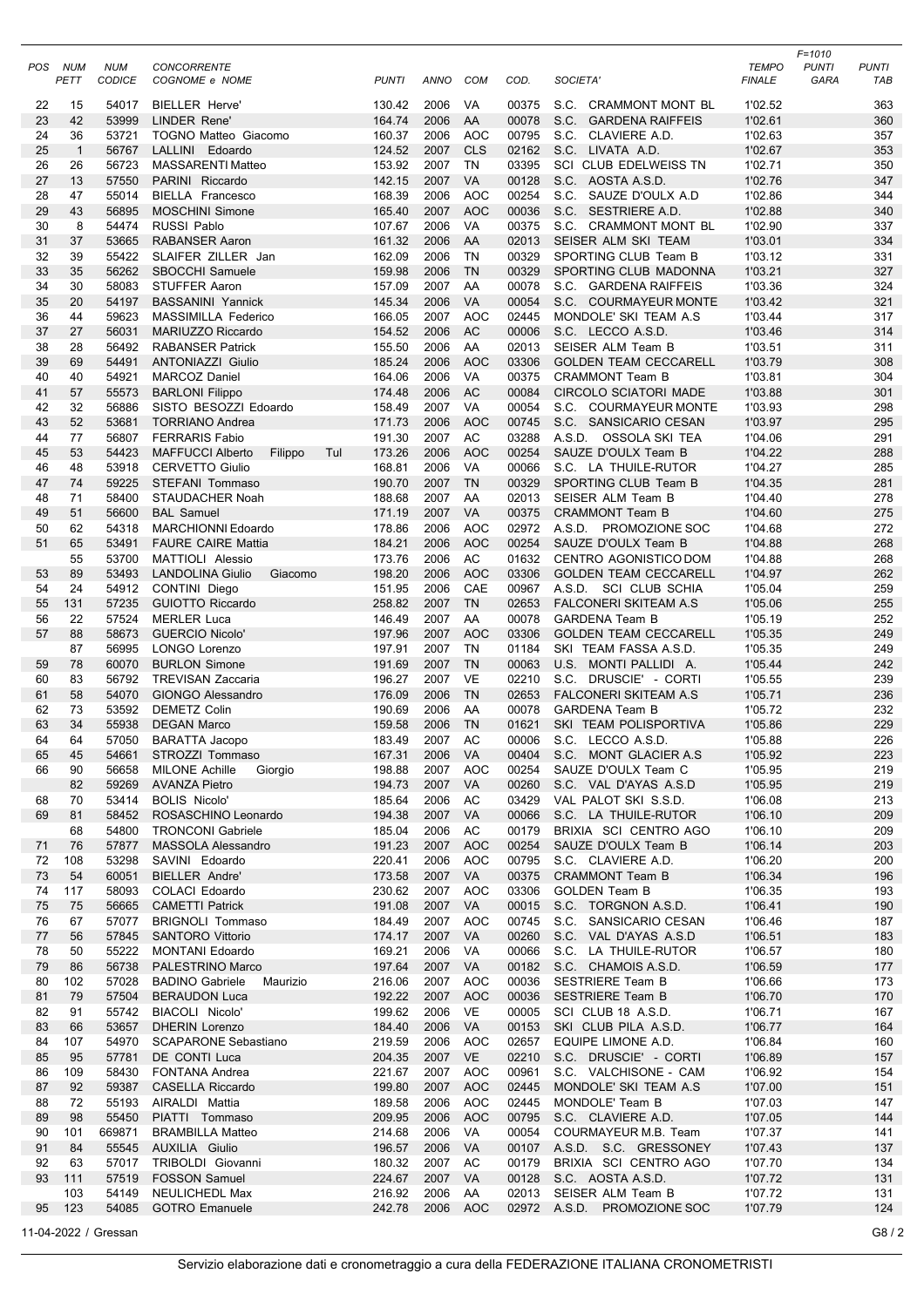| POS | NUM PETT | NUM CODICE | CONCORRENTE COGNOME e NOME | PUNTI | ANNO | COM | COD. | SOCIETA' | TEMPO FINALE | F=1010 PUNTI GARA | PUNTI TAB |
|---|---|---|---|---|---|---|---|---|---|---|---|
| 22 | 15 | 54017 | BIELLER Herve' | 130.42 | 2006 | VA | 00375 | S.C. CRAMMONT MONT BL | 1'02.52 | | 363 |
| 23 | 42 | 53999 | LINDER Rene' | 164.74 | 2006 | AA | 00078 | S.C. GARDENA RAIFFEIS | 1'02.61 | | 360 |
| 24 | 36 | 53721 | TOGNO Matteo Giacomo | 160.37 | 2006 | AOC | 00795 | S.C. CLAVIERE A.D. | 1'02.63 | | 357 |
| 25 | 1 | 56767 | LALLINI Edoardo | 124.52 | 2007 | CLS | 02162 | S.C. LIVATA A.D. | 1'02.67 | | 353 |
| 26 | 26 | 56723 | MASSARENTI Matteo | 153.92 | 2007 | TN | 03395 | SCI CLUB EDELWEISS TN | 1'02.71 | | 350 |
| 27 | 13 | 57550 | PARINI Riccardo | 142.15 | 2007 | VA | 00128 | S.C. AOSTA A.S.D. | 1'02.76 | | 347 |
| 28 | 47 | 55014 | BIELLA Francesco | 168.39 | 2006 | AOC | 00254 | S.C. SAUZE D'OULX A.D | 1'02.86 | | 344 |
| 29 | 43 | 56895 | MOSCHINI Simone | 165.40 | 2007 | AOC | 00036 | S.C. SESTRIERE A.D. | 1'02.88 | | 340 |
| 30 | 8 | 54474 | RUSSI Pablo | 107.67 | 2006 | VA | 00375 | S.C. CRAMMONT MONT BL | 1'02.90 | | 337 |
| 31 | 37 | 53665 | RABANSER Aaron | 161.32 | 2006 | AA | 02013 | SEISER ALM SKI TEAM | 1'03.01 | | 334 |
| 32 | 39 | 55422 | SLAIFER ZILLER Jan | 162.09 | 2006 | TN | 00329 | SPORTING CLUB Team B | 1'03.12 | | 331 |
| 33 | 35 | 56262 | SBOCCHI Samuele | 159.98 | 2006 | TN | 00329 | SPORTING CLUB MADONNA | 1'03.21 | | 327 |
| 34 | 30 | 58083 | STUFFER Aaron | 157.09 | 2007 | AA | 00078 | S.C. GARDENA RAIFFEIS | 1'03.36 | | 324 |
| 35 | 20 | 54197 | BASSANINI Yannick | 145.34 | 2006 | VA | 00054 | S.C. COURMAYEUR MONTE | 1'03.42 | | 321 |
| 36 | 44 | 59623 | MASSIMILLA Federico | 166.05 | 2007 | AOC | 02445 | MONDOLE' SKI TEAM A.S | 1'03.44 | | 317 |
| 37 | 27 | 56031 | MARIUZZO Riccardo | 154.52 | 2006 | AC | 00006 | S.C. LECCO A.S.D. | 1'03.46 | | 314 |
| 38 | 28 | 56492 | RABANSER Patrick | 155.50 | 2006 | AA | 02013 | SEISER ALM Team B | 1'03.51 | | 311 |
| 39 | 69 | 54491 | ANTONIAZZI Giulio | 185.24 | 2006 | AOC | 03306 | GOLDEN TEAM CECCARELL | 1'03.79 | | 308 |
| 40 | 40 | 54921 | MARCOZ Daniel | 164.06 | 2006 | VA | 00375 | CRAMMONT Team B | 1'03.81 | | 304 |
| 41 | 57 | 55573 | BARLONI Filippo | 174.48 | 2006 | AC | 00084 | CIRCOLO SCIATORI MADE | 1'03.88 | | 301 |
| 42 | 32 | 56886 | SISTO BESOZZI Edoardo | 158.49 | 2007 | VA | 00054 | S.C. COURMAYEUR MONTE | 1'03.93 | | 298 |
| 43 | 52 | 53681 | TORRIANO Andrea | 171.73 | 2006 | AOC | 00745 | S.C. SANSICARIO CESAN | 1'03.97 | | 295 |
| 44 | 77 | 56807 | FERRARIS Fabio | 191.30 | 2007 | AC | 03288 | A.S.D. OSSOLA SKI TEA | 1'04.06 | | 291 |
| 45 | 53 | 54423 | MAFFUCCI Alberto Filippo Tul | 173.26 | 2006 | AOC | 00254 | SAUZE D'OULX Team B | 1'04.22 | | 288 |
| 46 | 48 | 53918 | CERVETTO Giulio | 168.81 | 2006 | VA | 00066 | S.C. LA THUILE-RUTOR | 1'04.27 | | 285 |
| 47 | 74 | 59225 | STEFANI Tommaso | 190.70 | 2007 | TN | 00329 | SPORTING CLUB Team B | 1'04.35 | | 281 |
| 48 | 71 | 58400 | STAUDACHER Noah | 188.68 | 2007 | AA | 02013 | SEISER ALM Team B | 1'04.40 | | 278 |
| 49 | 51 | 56600 | BAL Samuel | 171.19 | 2007 | VA | 00375 | CRAMMONT Team B | 1'04.60 | | 275 |
| 50 | 62 | 54318 | MARCHIONNI Edoardo | 178.86 | 2006 | AOC | 02972 | A.S.D. PROMOZIONE SOC | 1'04.68 | | 272 |
| 51 | 65 | 53491 | FAURE CAIRE Mattia | 184.21 | 2006 | AOC | 00254 | SAUZE D'OULX Team B | 1'04.88 | | 268 |
| | 55 | 53700 | MATTIOLI Alessio | 173.76 | 2006 | AC | 01632 | CENTRO AGONISTICO DOM | 1'04.88 | | 268 |
| 53 | 89 | 53493 | LANDOLINA Giulio Giacomo | 198.20 | 2006 | AOC | 03306 | GOLDEN TEAM CECCARELL | 1'04.97 | | 262 |
| 54 | 24 | 54912 | CONTINI Diego | 151.95 | 2006 | CAE | 00967 | A.S.D. SCI CLUB SCHIA | 1'05.04 | | 259 |
| 55 | 131 | 57235 | GUIOTTO Riccardo | 258.82 | 2007 | TN | 02653 | FALCONERI SKITEAM A.S | 1'05.06 | | 255 |
| 56 | 22 | 57524 | MERLER Luca | 146.49 | 2007 | AA | 00078 | GARDENA Team B | 1'05.19 | | 252 |
| 57 | 88 | 58673 | GUERCIO Nicolo' | 197.96 | 2007 | AOC | 03306 | GOLDEN TEAM CECCARELL | 1'05.35 | | 249 |
| | 87 | 56995 | LONGO Lorenzo | 197.91 | 2007 | TN | 01184 | SKI TEAM FASSA A.S.D. | 1'05.35 | | 249 |
| 59 | 78 | 60070 | BURLON Simone | 191.69 | 2007 | TN | 00063 | U.S. MONTI PALLIDI A. | 1'05.44 | | 242 |
| 60 | 83 | 56792 | TREVISAN Zaccaria | 196.27 | 2007 | VE | 02210 | S.C. DRUSCIE' - CORTI | 1'05.55 | | 239 |
| 61 | 58 | 54070 | GIONGO Alessandro | 176.09 | 2006 | TN | 02653 | FALCONERI SKITEAM A.S | 1'05.71 | | 236 |
| 62 | 73 | 53592 | DEMETZ Colin | 190.69 | 2006 | AA | 00078 | GARDENA Team B | 1'05.72 | | 232 |
| 63 | 34 | 55938 | DEGAN Marco | 159.58 | 2006 | TN | 01621 | SKI TEAM POLISPORTIVA | 1'05.86 | | 229 |
| 64 | 64 | 57050 | BARATTA Jacopo | 183.49 | 2007 | AC | 00006 | S.C. LECCO A.S.D. | 1'05.88 | | 226 |
| 65 | 45 | 54661 | STROZZI Tommaso | 167.31 | 2006 | VA | 00404 | S.C. MONT GLACIER A.S | 1'05.92 | | 223 |
| 66 | 90 | 56658 | MILONE Achille Giorgio | 198.88 | 2007 | AOC | 00254 | SAUZE D'OULX Team C | 1'05.95 | | 219 |
| | 82 | 59259 | AVANZA Pietro | 194.73 | 2007 | VA | 00260 | S.C. VAL D'AYAS A.S.D | 1'05.95 | | 219 |
| 68 | 70 | 53414 | BOLIS Nicolo' | 185.64 | 2006 | AC | 03429 | VAL PALOT SKI S.S.D. | 1'06.08 | | 213 |
| 69 | 81 | 58452 | ROSASCHINO Leonardo | 194.38 | 2007 | VA | 00066 | S.C. LA THUILE-RUTOR | 1'06.10 | | 209 |
| | 68 | 54800 | TRONCONI Gabriele | 185.04 | 2006 | AC | 00179 | BRIXIA SCI CENTRO AGO | 1'06.10 | | 209 |
| 71 | 76 | 57877 | MASSOLA Alessandro | 191.23 | 2007 | AOC | 00254 | SAUZE D'OULX Team B | 1'06.14 | | 203 |
| 72 | 108 | 53298 | SAVINI Edoardo | 220.41 | 2006 | AOC | 00795 | S.C. CLAVIERE A.D. | 1'06.20 | | 200 |
| 73 | 54 | 60051 | BIELLER Andre' | 173.58 | 2007 | VA | 00375 | CRAMMONT Team B | 1'06.34 | | 196 |
| 74 | 117 | 58093 | COLACI Edoardo | 230.62 | 2007 | AOC | 03306 | GOLDEN Team B | 1'06.35 | | 193 |
| 75 | 75 | 56665 | CAMETTI Patrick | 191.08 | 2007 | VA | 00015 | S.C. TORGNON A.S.D. | 1'06.41 | | 190 |
| 76 | 67 | 57077 | BRIGNOLI Tommaso | 184.49 | 2007 | AOC | 00745 | S.C. SANSICARIO CESAN | 1'06.46 | | 187 |
| 77 | 56 | 57845 | SANTORO Vittorio | 174.17 | 2007 | VA | 00260 | S.C. VAL D'AYAS A.S.D | 1'06.51 | | 183 |
| 78 | 50 | 55222 | MONTANI Edoardo | 169.21 | 2006 | VA | 00066 | S.C. LA THUILE-RUTOR | 1'06.57 | | 180 |
| 79 | 86 | 56738 | PALESTRINO Marco | 197.64 | 2007 | VA | 00182 | S.C. CHAMOIS A.S.D. | 1'06.59 | | 177 |
| 80 | 102 | 57028 | BADINO Gabriele Maurizio | 216.06 | 2007 | AOC | 00036 | SESTRIERE Team B | 1'06.66 | | 173 |
| 81 | 79 | 57504 | BERAUDON Luca | 192.22 | 2007 | AOC | 00036 | SESTRIERE Team B | 1'06.70 | | 170 |
| 82 | 91 | 55742 | BIACOLI Nicolo' | 199.62 | 2006 | VE | 00005 | SCI CLUB 18 A.S.D. | 1'06.71 | | 167 |
| 83 | 66 | 53657 | DHERIN Lorenzo | 184.40 | 2006 | VA | 00153 | SKI CLUB PILA A.S.D. | 1'06.77 | | 164 |
| 84 | 107 | 54970 | SCAPARONE Sebastiano | 219.59 | 2006 | AOC | 02657 | EQUIPE LIMONE A.D. | 1'06.84 | | 160 |
| 85 | 95 | 57781 | DE CONTI Luca | 204.35 | 2007 | VE | 02210 | S.C. DRUSCIE' - CORTI | 1'06.89 | | 157 |
| 86 | 109 | 58430 | FONTANA Andrea | 221.67 | 2007 | AOC | 00961 | S.C. VALCHISONE - CAM | 1'06.92 | | 154 |
| 87 | 92 | 59387 | CASELLA Riccardo | 199.80 | 2007 | AOC | 02445 | MONDOLE' SKI TEAM A.S | 1'07.00 | | 151 |
| 88 | 72 | 55193 | AIRALDI Mattia | 189.58 | 2006 | AOC | 02445 | MONDOLE' Team B | 1'07.03 | | 147 |
| 89 | 98 | 55450 | PIATTI Tommaso | 209.95 | 2006 | AOC | 00795 | S.C. CLAVIERE A.D. | 1'07.05 | | 144 |
| 90 | 101 | 669871 | BRAMBILLA Matteo | 214.68 | 2006 | VA | 00054 | COURMAYEUR M.B. Team | 1'07.37 | | 141 |
| 91 | 84 | 55545 | AUXILIA Giulio | 196.57 | 2006 | VA | 00107 | A.S.D. S.C. GRESSONEY | 1'07.43 | | 137 |
| 92 | 63 | 57017 | TRIBOLDI Giovanni | 180.32 | 2007 | AC | 00179 | BRIXIA SCI CENTRO AGO | 1'07.70 | | 134 |
| 93 | 111 | 57519 | FOSSON Samuel | 224.67 | 2007 | VA | 00128 | S.C. AOSTA A.S.D. | 1'07.72 | | 131 |
| | 103 | 54149 | NEULICHEDL Max | 216.92 | 2006 | AA | 02013 | SEISER ALM Team B | 1'07.72 | | 131 |
| 95 | 123 | 54085 | GOTRO Emanuele | 242.78 | 2006 | AOC | 02972 | A.S.D. PROMOZIONE SOC | 1'07.79 | | 124 |

11-04-2022 / Gressan

Servizio elaborazione dati e cronometraggio a cura della FEDERAZIONE ITALIANA CRONOMETRISTI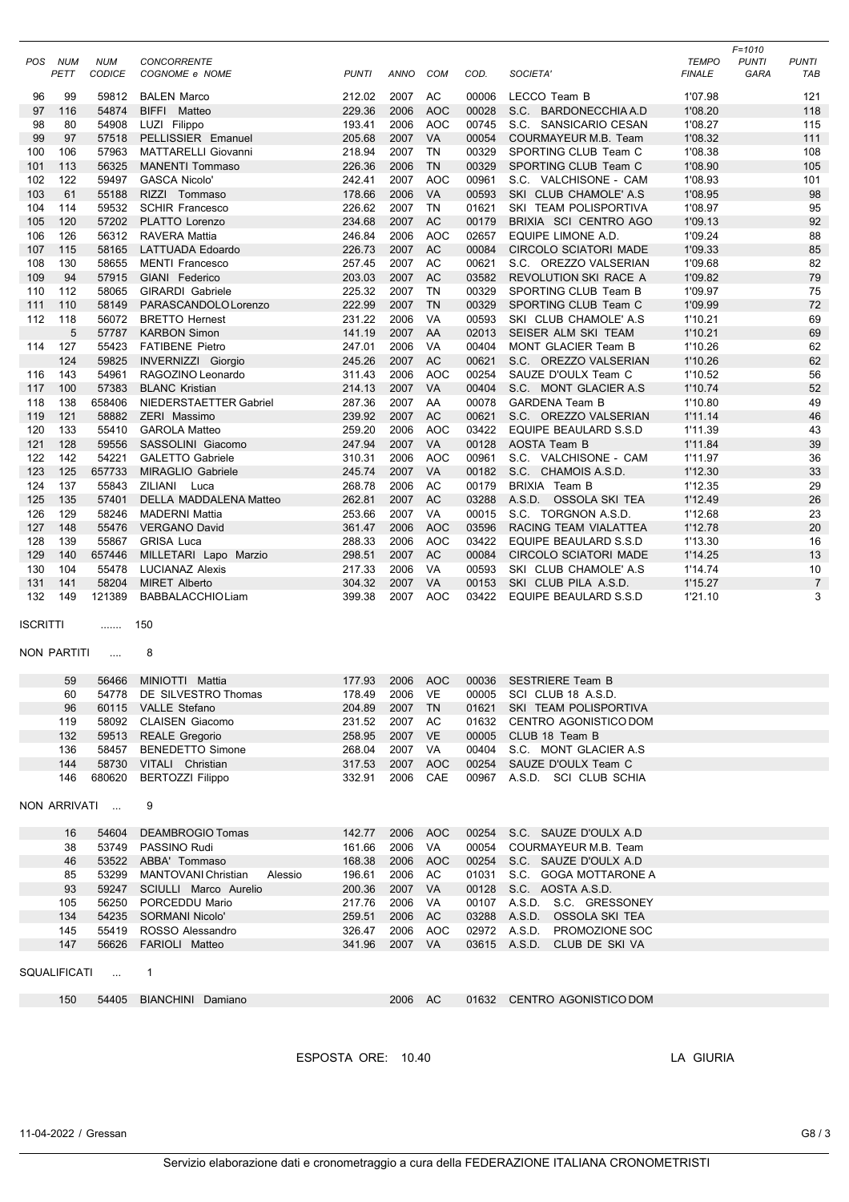| POS | NUM PETT | NUM CODICE | CONCORRENTE COGNOME e NOME | PUNTI | ANNO | COM | COD. | SOCIETA' | TEMPO FINALE | F=1010 PUNTI GARA | PUNTI TAB |
|---|---|---|---|---|---|---|---|---|---|---|---|
| 96 | 99 | 59812 | BALEN Marco | 212.02 | 2007 | AC | 00006 | LECCO Team B | 1'07.98 | | 121 |
| 97 | 116 | 54874 | BIFFI Matteo | 229.36 | 2006 | AOC | 00028 | S.C. BARDONECCHIA A.D | 1'08.20 | | 118 |
| 98 | 80 | 54908 | LUZI Filippo | 193.41 | 2006 | AOC | 00745 | S.C. SANSICARIO CESAN | 1'08.27 | | 115 |
| 99 | 97 | 57518 | PELLISSIER Emanuel | 205.68 | 2007 | VA | 00054 | COURMAYEUR M.B. Team | 1'08.32 | | 111 |
| 100 | 106 | 57963 | MATTARELLI Giovanni | 218.94 | 2007 | TN | 00329 | SPORTING CLUB Team C | 1'08.38 | | 108 |
| 101 | 113 | 56325 | MANENTI Tommaso | 226.36 | 2006 | TN | 00329 | SPORTING CLUB Team C | 1'08.90 | | 105 |
| 102 | 122 | 59497 | GASCA Nicolo' | 242.41 | 2007 | AOC | 00961 | S.C. VALCHISONE - CAM | 1'08.93 | | 101 |
| 103 | 61 | 55188 | RIZZI Tommaso | 178.66 | 2006 | VA | 00593 | SKI CLUB CHAMOLE' A.S | 1'08.95 | | 98 |
| 104 | 114 | 59532 | SCHIR Francesco | 226.62 | 2007 | TN | 01621 | SKI TEAM POLISPORTIVA | 1'08.97 | | 95 |
| 105 | 120 | 57202 | PLATTO Lorenzo | 234.68 | 2007 | AC | 00179 | BRIXIA SCI CENTRO AGO | 1'09.13 | | 92 |
| 106 | 126 | 56312 | RAVERA Mattia | 246.84 | 2006 | AOC | 02657 | EQUIPE LIMONE A.D. | 1'09.24 | | 88 |
| 107 | 115 | 58165 | LATTUADA Edoardo | 226.73 | 2007 | AC | 00084 | CIRCOLO SCIATORI MADE | 1'09.33 | | 85 |
| 108 | 130 | 58655 | MENTI Francesco | 257.45 | 2007 | AC | 00621 | S.C. OREZZO VALSERIAN | 1'09.68 | | 82 |
| 109 | 94 | 57915 | GIANI Federico | 203.03 | 2007 | AC | 03582 | REVOLUTION SKI RACE A | 1'09.82 | | 79 |
| 110 | 112 | 58065 | GIRARDI Gabriele | 225.32 | 2007 | TN | 00329 | SPORTING CLUB Team B | 1'09.97 | | 75 |
| 111 | 110 | 58149 | PARASCANDOLO Lorenzo | 222.99 | 2007 | TN | 00329 | SPORTING CLUB Team C | 1'09.99 | | 72 |
| 112 | 118 | 56072 | BRETTO Hernest | 231.22 | 2006 | VA | 00593 | SKI CLUB CHAMOLE' A.S | 1'10.21 | | 69 |
| | 5 | 57787 | KARBON Simon | 141.19 | 2007 | AA | 02013 | SEISER ALM SKI TEAM | 1'10.21 | | 69 |
| 114 | 127 | 55423 | FATIBENE Pietro | 247.01 | 2006 | VA | 00404 | MONT GLACIER Team B | 1'10.26 | | 62 |
| | 124 | 59825 | INVERNIZZI Giorgio | 245.26 | 2007 | AC | 00621 | S.C. OREZZO VALSERIAN | 1'10.26 | | 62 |
| 116 | 143 | 54961 | RAGOZINO Leonardo | 311.43 | 2006 | AOC | 00254 | SAUZE D'OULX Team C | 1'10.52 | | 56 |
| 117 | 100 | 57383 | BLANC Kristian | 214.13 | 2007 | VA | 00404 | S.C. MONT GLACIER A.S | 1'10.74 | | 52 |
| 118 | 138 | 658406 | NIEDERSTAETTER Gabriel | 287.36 | 2007 | AA | 00078 | GARDENA Team B | 1'10.80 | | 49 |
| 119 | 121 | 58882 | ZERI Massimo | 239.92 | 2007 | AC | 00621 | S.C. OREZZO VALSERIAN | 1'11.14 | | 46 |
| 120 | 133 | 55410 | GAROLA Matteo | 259.20 | 2006 | AOC | 03422 | EQUIPE BEAULARD S.S.D | 1'11.39 | | 43 |
| 121 | 128 | 59556 | SASSOLINI Giacomo | 247.94 | 2007 | VA | 00128 | AOSTA Team B | 1'11.84 | | 39 |
| 122 | 142 | 54221 | GALETTO Gabriele | 310.31 | 2006 | AOC | 00961 | S.C. VALCHISONE - CAM | 1'11.97 | | 36 |
| 123 | 125 | 657733 | MIRAGLIO Gabriele | 245.74 | 2007 | VA | 00182 | S.C. CHAMOIS A.S.D. | 1'12.30 | | 33 |
| 124 | 137 | 55843 | ZILIANI Luca | 268.78 | 2006 | AC | 00179 | BRIXIA Team B | 1'12.35 | | 29 |
| 125 | 135 | 57401 | DELLA MADDALENA Matteo | 262.81 | 2007 | AC | 03288 | A.S.D. OSSOLA SKI TEA | 1'12.49 | | 26 |
| 126 | 129 | 58246 | MADERNI Mattia | 253.66 | 2007 | VA | 00015 | S.C. TORGNON A.S.D. | 1'12.68 | | 23 |
| 127 | 148 | 55476 | VERGANO David | 361.47 | 2006 | AOC | 03596 | RACING TEAM VIALATTEA | 1'12.78 | | 20 |
| 128 | 139 | 55867 | GRISA Luca | 288.33 | 2006 | AOC | 03422 | EQUIPE BEAULARD S.S.D | 1'13.30 | | 16 |
| 129 | 140 | 657446 | MILLETARI Lapo Marzio | 298.51 | 2007 | AC | 00084 | CIRCOLO SCIATORI MADE | 1'14.25 | | 13 |
| 130 | 104 | 55478 | LUCIANAZ Alexis | 217.33 | 2006 | VA | 00593 | SKI CLUB CHAMOLE' A.S | 1'14.74 | | 10 |
| 131 | 141 | 58204 | MIRET Alberto | 304.32 | 2007 | VA | 00153 | SKI CLUB PILA A.S.D. | 1'15.27 | | 7 |
| 132 | 149 | 121389 | BABBALACCHIO Liam | 399.38 | 2007 | AOC | 03422 | EQUIPE BEAULARD S.S.D | 1'21.10 | | 3 |

ISCRITTI ....... 150

NON PARTITI .... 8

| | | | | | | | |
|---|---|---|---|---|---|---|---|
| 59 | 56466 | MINIOTTI Mattia | 177.93 | 2006 | AOC | 00036 | SESTRIERE Team B |
| 60 | 54778 | DE SILVESTRO Thomas | 178.49 | 2006 | VE | 00005 | SCI CLUB 18 A.S.D. |
| 96 | 60115 | VALLE Stefano | 204.89 | 2007 | TN | 01621 | SKI TEAM POLISPORTIVA |
| 119 | 58092 | CLAISEN Giacomo | 231.52 | 2007 | AC | 01632 | CENTRO AGONISTICO DOM |
| 132 | 59513 | REALE Gregorio | 258.95 | 2007 | VE | 00005 | CLUB 18 Team B |
| 136 | 58457 | BENEDETTO Simone | 268.04 | 2007 | VA | 00404 | S.C. MONT GLACIER A.S |
| 144 | 58730 | VITALI Christian | 317.53 | 2007 | AOC | 00254 | SAUZE D'OULX Team C |
| 146 | 680620 | BERTOZZI Filippo | 332.91 | 2006 | CAE | 00967 | A.S.D. SCI CLUB SCHIA |

NON ARRIVATI ... 9

| | | | | | | | |
|---|---|---|---|---|---|---|---|
| 16 | 54604 | DEAMBROGIO Tomas | 142.77 | 2006 | AOC | 00254 | S.C. SAUZE D'OULX A.D |
| 38 | 53749 | PASSINO Rudi | 161.66 | 2006 | VA | 00054 | COURMAYEUR M.B. Team |
| 46 | 53522 | ABBA' Tommaso | 168.38 | 2006 | AOC | 00254 | S.C. SAUZE D'OULX A.D |
| 85 | 53299 | MANTOVANI Christian Alessio | 196.61 | 2006 | AC | 01031 | S.C. GOGA MOTTARONE A |
| 93 | 59247 | SCIULLI Marco Aurelio | 200.36 | 2007 | VA | 00128 | S.C. AOSTA A.S.D. |
| 105 | 56250 | PORCEDDU Mario | 217.76 | 2006 | VA | 00107 | A.S.D. S.C. GRESSONEY |
| 134 | 54235 | SORMANI Nicolo' | 259.51 | 2006 | AC | 03288 | A.S.D. OSSOLA SKI TEA |
| 145 | 55419 | ROSSO Alessandro | 326.47 | 2006 | AOC | 02972 | A.S.D. PROMOZIONE SOC |
| 147 | 56626 | FARIOLI Matteo | 341.96 | 2007 | VA | 03615 | A.S.D. CLUB DE SKI VA |

SQUALIFICATI ... 1

| | | | | | | | |
|---|---|---|---|---|---|---|---|
| 150 | 54405 | BIANCHINI Damiano | | 2006 | AC | 01632 | CENTRO AGONISTICO DOM |

ESPOSTA ORE: 10.40

LA GIURIA

11-04-2022 / Gressan

Servizio elaborazione dati e cronometraggio a cura della FEDERAZIONE ITALIANA CRONOMETRISTI